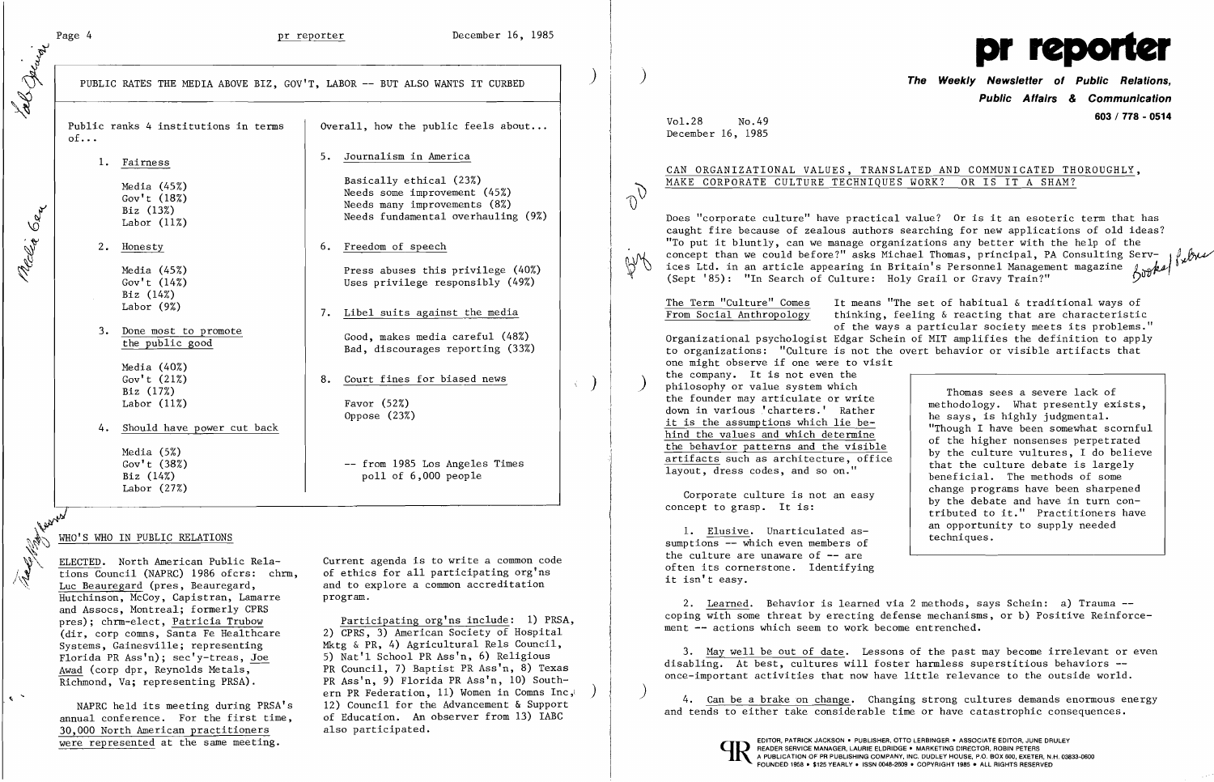## PUBLIC RATES THE MEDIA ABOVE BIZ, GOV'T, LABOR -- BUT ALSO WANTS IT CURBED

Public ranks 4 institutions in terms of...

1. Fairness

   Media (45%)
   Gov't (18%)
   Biz (13%)
   Labor (11%)

2. Honesty

   Media (45%)
   Gov't (14%)
   Biz (14%)
   Labor (9%)

3. Done most to promote the public good

   Media (40%)
   Gov't (21%)
   Biz (17%)
   Labor (11%)

4. Should have power cut back

   Media (5%)
   Gov't (38%)
   Biz (14%)
   Labor (27%)

Overall, how the public feels about...

5. Journalism in America

   Basically ethical (23%)
   Needs some improvement (45%)
   Needs many improvements (8%)
   Needs fundamental overhauling (9%)

6. Freedom of speech

   Press abuses this privilege (40%)
   Uses privilege responsibly (49%)

7. Libel suits against the media

   Good, makes media careful (48%)
   Bad, discourages reporting (33%)

8. Court fines for biased news

   Favor (52%)
   Oppose (23%)

-- from 1985 Los Angeles Times poll of 6,000 people

## WHO'S WHO IN PUBLIC RELATIONS

ELECTED. North American Public Relations Council (NAPRC) 1986 ofcrs: chrm, Luc Beauregard (pres, Beauregard, Hutchinson, McCoy, Capistran, Lamarre and Assocs, Montreal; formerly CPRS pres); chrm-elect, Patricia Trubow (dir, corp comns, Santa Fe Healthcare Systems, Gainesville; representing Florida PR Ass'n); sec'y-treas, Joe Awad (corp dpr, Reynolds Metals, Richmond, Va; representing PRSA).

NAPRC held its meeting during PRSA's annual conference. For the first time, 30,000 North American practitioners were represented at the same meeting.

Current agenda is to write a common code of ethics for all participating org'ns and to explore a common accreditation program.

Participating org'ns include: 1) PRSA, 2) CPRS, 3) American Society of Hospital Mktg & PR, 4) Agricultural Rels Council, 5) Nat'l School PR Ass'n, 6) Religious PR Council, 7) Baptist PR Ass'n, 8) Texas PR Ass'n, 9) Florida PR Ass'n, 10) Southern PR Federation, 11) Women in Comns Inc, 12) Council for the Advancement & Support of Education. An observer from 13) IABC also participated.

# pr reporter

**The Weekly Newsletter of Public Relations, Public Affairs & Communication**

603 / 778 - 0514

Vol.28 No.49
December 16, 1985

## CAN ORGANIZATIONAL VALUES, TRANSLATED AND COMMUNICATED THOROUGHLY, MAKE CORPORATE CULTURE TECHNIQUES WORK? OR IS IT A SHAM?

Does "corporate culture" have practical value? Or is it an esoteric term that has caught fire because of zealous authors searching for new applications of old ideas? "To put it bluntly, can we manage organizations any better with the help of the concept than we could before?" asks Michael Thomas, principal, PA Consulting Services Ltd. in an article appearing in Britain's Personnel Management magazine (Sept '85): "In Search of Culture: Holy Grail or Gravy Train?"

**The Term "Culture" Comes From Social Anthropology** It means "The set of habitual & traditional ways of thinking, feeling & reacting that are characteristic of the ways a particular society meets its problems." Organizational psychologist Edgar Schein of MIT amplifies the definition to apply to organizations: "Culture is not the overt behavior or visible artifacts that one might observe if one were to visit the company. It is not even the philosophy or value system which the founder may articulate or write down in various 'charters.' Rather it is the assumptions which lie behind the values and which determine the behavior patterns and the visible artifacts such as architecture, office layout, dress codes, and so on."

> Thomas sees a severe lack of methodology. What presently exists, he says, is highly judgmental. "Though I have been somewhat scornful of the higher nonsenses perpetrated by the culture vultures, I do believe that the culture debate is largely beneficial. The methods of some change programs have been sharpened by the debate and have in turn contributed to it." Practitioners have an opportunity to supply needed techniques.

Corporate culture is not an easy concept to grasp. It is:

1. Elusive. Unarticulated assumptions -- which even members of the culture are unaware of -- are often its cornerstone. Identifying it isn't easy.

2. Learned. Behavior is learned via 2 methods, says Schein: a) Trauma -- coping with some threat by erecting defense mechanisms, or b) Positive Reinforcement -- actions which seem to work become entrenched.

3. May well be out of date. Lessons of the past may become irrelevant or even disabling. At best, cultures will foster harmless superstitious behaviors -- once-important activities that now have little relevance to the outside world.

4. Can be a brake on change. Changing strong cultures demands enormous energy and tends to either take considerable time or have catastrophic consequences.

EDITOR, PATRICK JACKSON • PUBLISHER, OTTO LERBINGER • ASSOCIATE EDITOR, JUNE DRULEY
READER SERVICE MANAGER, LAURIE ELDRIDGE • MARKETING DIRECTOR, ROBIN PETERS
A PUBLICATION OF PR PUBLISHING COMPANY, INC. DUDLEY HOUSE, P.O. BOX 600, EXETER, N.H. 03833-0600
FOUNDED 1958 • $125 YEARLY • ISSN 0048-2609 • COPYRIGHT 1985 • ALL RIGHTS RESERVED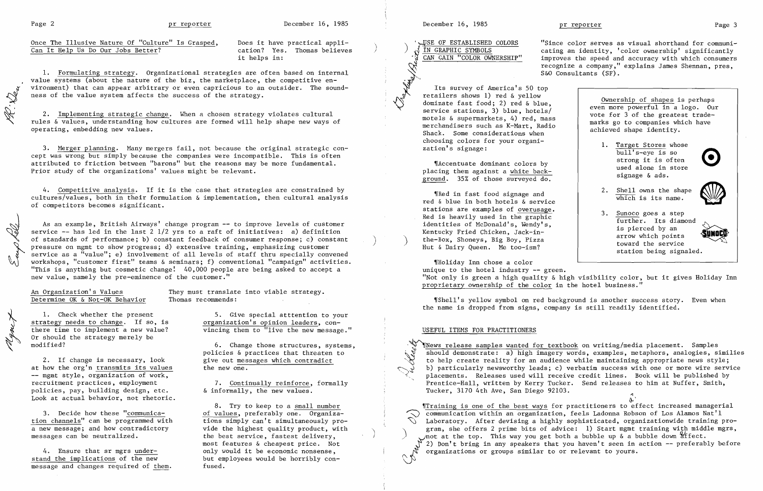## Once The Illusive Nature Of "Culture" Is Grasped, Can It Help Us Do Our Jobs Better?

Does it have practical application? Yes. Thomas believes it helps in:

1. Formulating strategy. Organizational strategies are often based on internal value systems (about the nature of the biz, the marketplace, the competitive environment) that can appear arbitrary or even capricious to an outsider. The soundness of the value system affects the success of the strategy.

2. Implementing strategic change. When a chosen strategy violates cultural rules & values, understanding how cultures are formed will help shape new ways of operating, embedding new values.

3. Merger planning. Many mergers fail, not because the original strategic concept was wrong but simply because the companies were incompatible. This is often attributed to friction between "barons" but the reasons may be more fundamental. Prior study of the organizations' values might be relevant.

4. Competitive analysis. If it is the case that strategies are constrained by cultures/values, both in their formulation & implementation, then cultural analysis of competitors becomes significant.

As an example, British Airways' change program -- to improve levels of customer service -- has led in the last 2 1/2 yrs to a raft of initiatives: a) definition of standards of performance; b) constant feedback of consumer response; c) constant pressure on mgmt to show progress; d) extensive training, emphasizing customer service as a "value"; e) involvement of all levels of staff thru specially convened workshops, "customer first" teams & seminars; f) conventional "campaign" activities. "This is anything but cosmetic change! 40,000 people are being asked to accept a new value, namely the pre-eminence of the customer."

## An Organization's Values Determine OK & Not-OK Behavior

They must translate into viable strategy. Thomas recommends:

1. Check whether the present strategy needs to change. If so, is there time to implement a new value? Or should the strategy merely be modified?

2. If change is necessary, look at how the org'n transmits its values -- mgmt style, organization of work, recruitment practices, employment policies, pay, building design, etc. Look at actual behavior, not rhetoric.

3. Decide how these "communication channels" can be programmed with a new message; and how contradictory messages can be neutralized.

4. Ensure that sr mgrs understand the implications of the new message and changes required of them.

5. Give special atttention to your organization's opinion leaders, convincing them to "live the new message."

6. Change those structures, systems, policies & practices that threaten to give out messages which contradict the new one.

7. Continually reinforce, formally & informally, the new values.

8. Try to keep to a small number of values, preferably one. Organizations simply can't simultaneously provide the highest quality product, with the best service, fastest delivery, most features & cheapest price. Not only would it be economic nonsense, but employees would be horribly confused.

## USE OF ESTABLISHED COLORS IN GRAPHIC SYMBOLS CAN GAIN "COLOR OWNERSHIP"

"Since color serves as visual shorthand for communicating an identity, 'color ownership' significantly improves the speed and accuracy with which consumers recognize a company," explains James Shennan, pres, S&O Consultants (SF).

Its survey of America's 50 top retailers shows 1) red & yellow dominate fast food; 2) red & blue, service stations, 3) blue, hotels/motels & supermarkets, 4) red, mass merchandisers such as K-Mart, Radio Shack. Some considerations when choosing colors for your organization's signage:

¶Accentuate dominant colors by placing them against a white background. 35% of those surveyed do.

¶Red in fast food signage and red & blue in both hotels & service stations are examples of overusage. Red is heavily used in the graphic identities of McDonald's, Wendy's, Kentucky Fried Chicken, Jack-in-the-Box, Shoneys, Big Boy, Pizza Hut & Dairy Queen. Me too-ism?

¶Holiday Inn chose a color unique to the hotel industry -- green. "Not only is green a high quality & high visibility color, but it gives Holiday Inn proprietary ownership of the color in the hotel business."

¶Shell's yellow symbol on red background is another success story. Even when the name is dropped from signs, company is still readily identified.

> Ownership of shapes is perhaps even more powerful in a logo. Our vote for 3 of the greatest trademarks go to companies which have achieved shape identity.
>
> 1. Target Stores whose bull's-eye is so strong it is often used alone in store signage & ads.
> 2. Shell owns the shape which is its name.
> 3. Sunoco goes a step further. Its diamond is pierced by an arrow which points toward the service station being signaled.

## USEFUL ITEMS FOR PRACTITIONERS

¶News release samples wanted for textbook on writing/media placement. Samples should demonstrate: a) high imagery words, examples, metaphors, analogies, similies to help create reality for an audience while maintaining appropriate news style; b) particularly newsworthy leads; c) verbatim success with one or more wire service placements. Releases used will receive credit lines. Book will be published by Prentice-Hall, written by Kerry Tucker. Send releases to him at Nuffer, Smith, Tucker, 3170 4th Ave, San Diego 92103.

¶Training is one of the best ways for practitioners to effect increased managerial communication within an organization, feels Ladonna Robson of Los Alamos Nat'l Laboratory. After devising a highly sophisticated, organizationwide training program, she offers 2 prime bits of advice: 1) Start mgmt training with middle mgrs, not at the top. This way you get both a bubble up & a bubble down effect. 2) Don't bring in any speakers that you haven't seen in action -- preferably before organizations or groups similar to or relevant to yours.